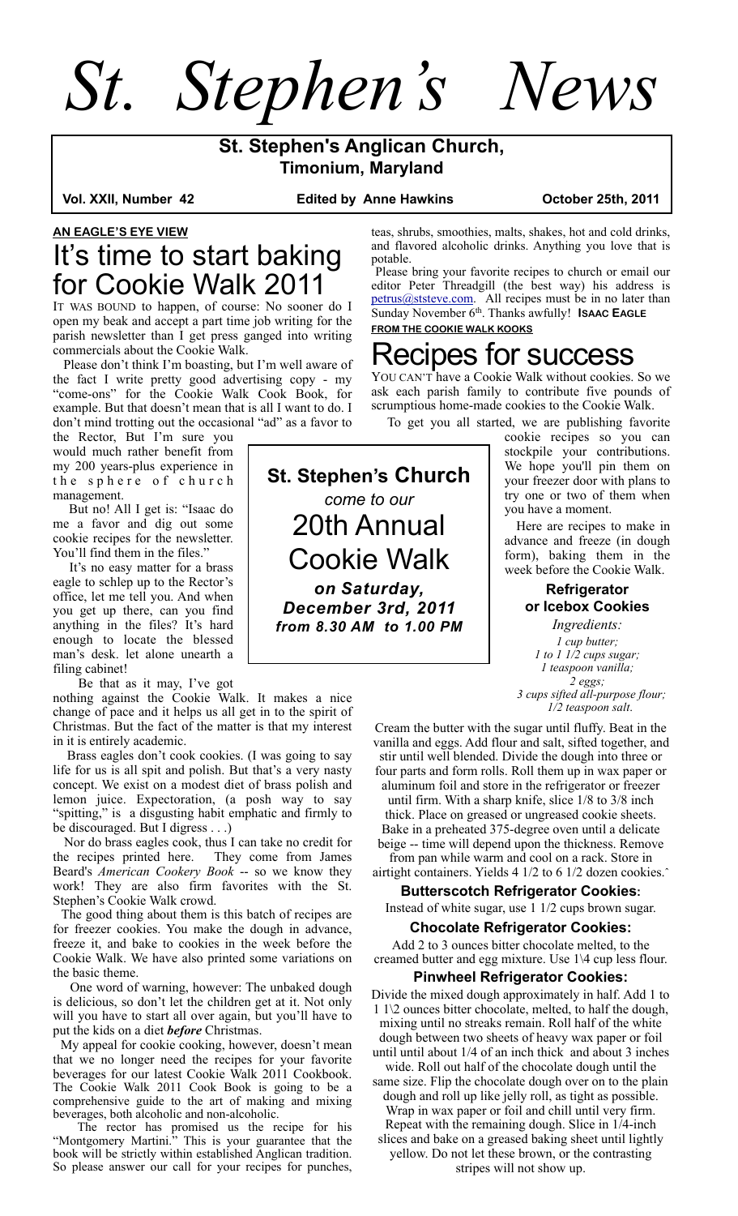# *St. Stephen's News*

**St. Stephen's Anglican Church, Timonium, Maryland**

**Vol. XXII, Number 42** | **Edited by Anne Hawkins** | **October 25th, 2011**

**AN EAGLE'S EYE VIEW**

## It's time to start baking for Cookie Walk 2011

IT WAS BOUND to happen, of course: No sooner do I open my beak and accept a part time job writing for the parish newsletter than I get press ganged into writing commercials about the Cookie Walk.

Please don't think I'm boasting, but I'm well aware of the fact I write pretty good advertising copy - my "come-ons" for the Cookie Walk Cook Book, for example. But that doesn't mean that is all I want to do. I don't mind trotting out the occasional "ad" as a favor to the Rector, But I'm sure you would much rather benefit from my 200 years-plus experience in the sphere of church management.

But no! All I get is: "Isaac do me a favor and dig out some cookie recipes for the newsletter. You'll find them in the files."

It's no easy matter for a brass eagle to schlep up to the Rector's office, let me tell you. And when you get up there, can you find anything in the files? It's hard enough to locate the blessed man's desk. let alone unearth a filing cabinet!

Be that as it may, I've got nothing against the Cookie Walk. It makes a nice change of pace and it helps us all get in to the spirit of Christmas. But the fact of the matter is that my interest in it is entirely academic.

Brass eagles don't cook cookies. (I was going to say life for us is all spit and polish. But that's a very nasty concept. We exist on a modest diet of brass polish and lemon juice. Expectoration, (a posh way to say "spitting," is a disgusting habit emphatic and firmly to be discouraged. But I digress . . .)

Nor do brass eagles cook, thus I can take no credit for the recipes printed here. They come from James Beard's *American Cookery Book* -- so we know they work! They are also firm favorites with the St. Stephen's Cookie Walk crowd.

The good thing about them is this batch of recipes are for freezer cookies. You make the dough in advance, freeze it, and bake to cookies in the week before the Cookie Walk. We have also printed some variations on the basic theme.

One word of warning, however: The unbaked dough is delicious, so don't let the children get at it. Not only will you have to start all over again, but you'll have to put the kids on a diet ***before*** Christmas.

My appeal for cookie cooking, however, doesn't mean that we no longer need the recipes for your favorite beverages for our latest Cookie Walk 2011 Cookbook. The Cookie Walk 2011 Cook Book is going to be a comprehensive guide to the art of making and mixing beverages, both alcoholic and non-alcoholic.

The rector has promised us the recipe for his "Montgomery Martini." This is your guarantee that the book will be strictly within established Anglican tradition. So please answer our call for your recipes for punches, teas, shrubs, smoothies, malts, shakes, hot and cold drinks, and flavored alcoholic drinks. Anything you love that is potable.

Please bring your favorite recipes to church or email our editor Peter Threadgill (the best way) his address is petrus@ststeve.com. All recipes must be in no later than Sunday November 6th. Thanks awfully! **ISAAC EAGLE**

> **St. Stephen's Church**
> *come to our*
> 20th Annual
> Cookie Walk
> ***on Saturday, December 3rd, 2011 from 8.30 AM to 1.00 PM***

**FROM THE COOKIE WALK KOOKS**

## Recipes for success

YOU CAN'T have a Cookie Walk without cookies. So we ask each parish family to contribute five pounds of scrumptious home-made cookies to the Cookie Walk.

To get you all started, we are publishing favorite cookie recipes so you can stockpile your contributions. We hope you'll pin them on your freezer door with plans to try one or two of them when you have a moment.

Here are recipes to make in advance and freeze (in dough form), baking them in the week before the Cookie Walk.

### Refrigerator or Icebox Cookies

*Ingredients:*
*1 cup butter;*
*1 to 1 1/2 cups sugar;*
*1 teaspoon vanilla;*
*2 eggs;*
*3 cups sifted all-purpose flour;*
*1/2 teaspoon salt.*

Cream the butter with the sugar until fluffy. Beat in the vanilla and eggs. Add flour and salt, sifted together, and stir until well blended. Divide the dough into three or four parts and form rolls. Roll them up in wax paper or aluminum foil and store in the refrigerator or freezer until firm. With a sharp knife, slice 1/8 to 3/8 inch thick. Place on greased or ungreased cookie sheets. Bake in a preheated 375-degree oven until a delicate beige -- time will depend upon the thickness. Remove from pan while warm and cool on a rack. Store in airtight containers. Yields 4 1/2 to 6 1/2 dozen cookies.

### Butterscotch Refrigerator Cookies:

Instead of white sugar, use 1 1/2 cups brown sugar.

### Chocolate Refrigerator Cookies:

Add 2 to 3 ounces bitter chocolate melted, to the creamed butter and egg mixture. Use 1\4 cup less flour.

### Pinwheel Refrigerator Cookies:

Divide the mixed dough approximately in half. Add 1 to 1 1\2 ounces bitter chocolate, melted, to half the dough, mixing until no streaks remain. Roll half of the white dough between two sheets of heavy wax paper or foil until until about 1/4 of an inch thick and about 3 inches wide. Roll out half of the chocolate dough until the same size. Flip the chocolate dough over on to the plain dough and roll up like jelly roll, as tight as possible. Wrap in wax paper or foil and chill until very firm. Repeat with the remaining dough. Slice in 1/4-inch slices and bake on a greased baking sheet until lightly yellow. Do not let these brown, or the contrasting stripes will not show up.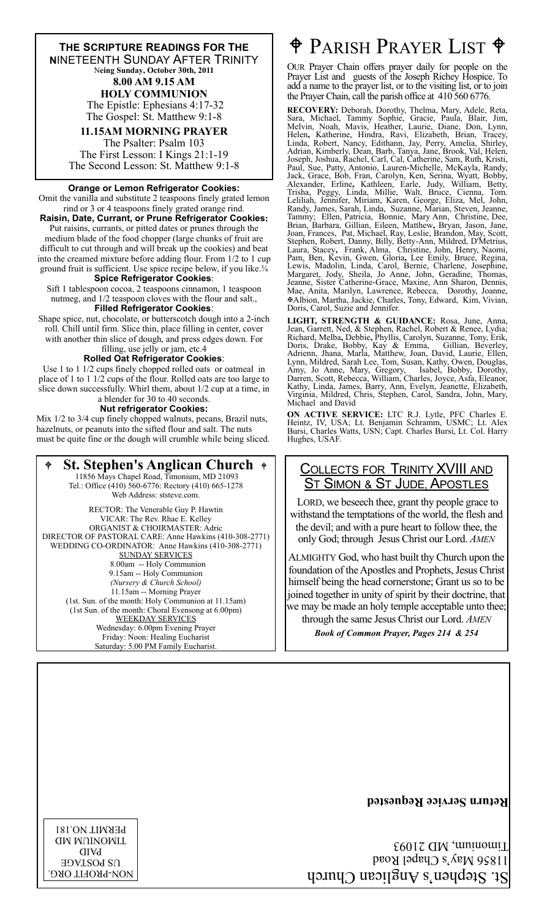## THE SCRIPTURE READINGS FOR THE NINETEENTH SUNDAY AFTER TRINITY

**Being Sunday, October 30th, 2011**

**8.00 AM 9.15 AM**

**HOLY COMMUNION**

The Epistle: Ephesians 4:17-32
The Gospel: St. Matthew 9:1-8

**11.15AM MORNING PRAYER**

The Psalter: Psalm 103
The First Lesson: I Kings 21:1-19
The Second Lesson: St. Matthew 9:1-8

**Orange or Lemon Refrigerator Cookies:**

Omit the vanilla and substitute 2 teaspoons finely grated lemon rind or 3 or 4 teaspoons finely grated orange rind.

**Raisin, Date, Currant, or Prune Refrigerator Cookies:**

Put raisins, currants, or pitted dates or prunes through the medium blade of the food chopper (large chunks of fruit are difficult to cut through and will break up the cookies) and beat into the creamed mixture before adding flour. From 1/2 to 1 cup ground fruit is sufficient. Use spice recipe below, if you like.¾

**Spice Refrigerator Cookies**:

Sift 1 tablespoon cocoa, 2 teaspoons cinnamon, 1 teaspoon nutmeg, and 1/2 teaspoon cloves with the flour and salt.,

**Filled Refrigerator Cookies**:

Shape spice, nut, chocolate, or butterscotch dough into a 2-inch roll. Chill until firm. Slice thin, place filling in center, cover with another thin slice of dough, and press edges down. For filling, use jelly or jam, etc.4

**Rolled Oat Refrigerator Cookies**:

Use 1 to 1 1/2 cups finely chopped rolled oats or oatmeal in place of 1 to 1 1/2 cups of the flour. Rolled oats are too large to slice down successfully. Whirl them, about 1/2 cup at a time, in a blender for 30 to 40 seconds.

**Nut refrigerator Cookies:**

Mix 1/2 to 3/4 cup finely chopped walnuts, pecans, Brazil nuts, hazelnuts, or peanuts into the sifted flour and salt. The nuts must be quite fine or the dough will crumble while being sliced.

## ♱ St. Stephen's Anglican Church ♱

11856 Mays Chapel Road, Timonium, MD 21093
Tel.: Office (410) 560-6776: Rectory (410) 665-1278
Web Address: ststeve.com.

RECTOR: The Venerable Guy P. Hawtin
VICAR: The Rev. Rhae E. Kelley
ORGANIST & CHOIRMASTER: Adric
DIRECTOR OF PASTORAL CARE: Anne Hawkins (410-308-2771)
WEDDING CO-ORDINATOR: Anne Hawkins (410-308-2771)

SUNDAY SERVICES

8.00am -- Holy Communion
9.15am -- Holy Communion
*(Nursery & Church School)*
11.15am -- Morning Prayer
(1st. Sun. of the month: Holy Communion at 11.15am)
(1st Sun. of the month: Choral Evensong at 6.00pm)

WEEKDAY SERVICES

Wednesday: 6.00pm Evening Prayer
Friday: Noon: Healing Eucharist
Saturday: 5.00 PM Family Eucharist.

# ♱ PARISH PRAYER LIST ♱

OUR Prayer Chain offers prayer daily for people on the Prayer List and guests of the Joseph Richey Hospice. To add a name to the prayer list, or to the visiting list, or to join the Prayer Chain, call the parish office at 410 560 6776.

**RECOVERY:** Deborah, Dorothy, Thelma, Mary, Adele, Reta, Sara, Michael, Tammy Sophie, Gracie, Paula, Blair, Jim, Melvin, Noah, Mavis, Heather, Laurie, Diane, Don, Lynn, Helen, Katherine, Hindra, Ravi, Elizabeth, Brian, Tracey, Linda, Robert, Nancy, Edithann, Jay, Perry, Amelia, Shirley, Adrian, Kimberly, Dean, Barb, Tanya, Jane, Brook, Val, Helen, Joseph, Joshua, Rachel, Carl, Cal, Catherine, Sam, Ruth, Kristi, Paul, Sue, Patty, Antonio, Lauren-Michelle, McKayla, Randy, Jack, Grace, Bob, Fran, Carolyn, Ken, Serina, Wyatt, Bobby, Alexander, Erline, Kathleen, Earle, Judy, William, Betty, Trisha, Peggy, Linda, Millie, Walt, Bruce, Cienna, Tom. Leliliah, Jennifer, Miriam, Karen, George, Eliza, Mel, John, Randy, James, Sarah, Linda, Suzanne, Marian, Steven, Jeanne, Tammy; Ellen, Patricia, Bonnie, Mary Ann, Christine, Dee, Brian, Barbara, Gillian, Eileen, Matthew, Bryan, Jason, Jane, Joan, Frances, Pat, Michael, Ray, Leslie, Brandon, May, Scott, Stephen, Robert, Danny, Billy, Betty-Ann, Mildred, D'Metrius, Laura, Stacey, Frank, Alma, Christine, John, Henry, Naomi, Pam, Ben, Kevin, Gwen, Gloria, Lee Emily, Bruce, Regina, Lewis, Madolin, Linda, Carol, Bernie, Charlene, Josephine, Margaret, Jody, Sheila, Jo Anne, John, Geradine, Thomas, Jeanne, Sister Catherine-Grace, Maxine, Ann Sharon, Dennis, Mae, Anita, Marilyn, Lawrence, Rebecca, Dorothy, Joanne, ✠Albion, Martha, Jackie, Charles, Tony, Edward, Kim, Vivian, Doris, Carol, Suzie and Jennifer.

**LIGHT, STRENGTH & GUIDANCE:** Rosa, June, Anna, Jean, Garrett, Ned, & Stephen, Rachel, Robert & Renee, Lydia; Richard, Melba, Debbie, Phyllis, Carolyn, Suzanne, Tony, Erik, Doris, Drake, Bobby, Kay & Emma, Gillian, Beverley, Adrienn, Jhana, Marla, Matthew, Joan, David, Laurie, Ellen, Lynn, Mildred, Sarah Lee, Tom, Susan, Kathy, Owen, Douglas, Amy, Jo Anne, Mary, Gregory, Isabel, Bobby, Dorothy, Darren, Scott, Rebecca, William, Charles, Joyce, Asfa, Eleanor, Kathy, Linda, James, Barry, Ann, Evelyn, Jeanette, Elizabeth, Virginia, Mildred, Chris, Stephen, Carol, Sandra, John, Mary, Michael and David

**ON ACTIVE SERVICE:** LTC R.J. Lytle, PFC Charles E. Heintz, IV, USA; Lt. Benjamin Schramm, USMC; Lt. Alex Bursi, Charles Watts, USN; Capt. Charles Bursi, Lt. Col. Harry Hughes, USAF.

## COLLECTS FOR TRINITY XVIII AND ST SIMON & ST JUDE, APOSTLES

LORD, we beseech thee, grant thy people grace to withstand the temptations of the world, the flesh and the devil; and with a pure heart to follow thee, the only God; through Jesus Christ our Lord. *AMEN*

ALMIGHTY God, who hast built thy Church upon the foundation of the Apostles and Prophets, Jesus Christ himself being the head cornerstone; Grant us so to be joined together in unity of spirit by their doctrine, that we may be made an holy temple acceptable unto thee; through the same Jesus Christ our Lord. *AMEN*

***Book of Common Prayer, Pages 214 & 254***

St. Stephen's Anglican Church
11856 May's Chapel Road
Timonium, MD 21093

**Return Service Requested**

NON-PROFIT ORG.
US POSTAGE
PAID
TIMONIUM MD
PERMIT NO.181